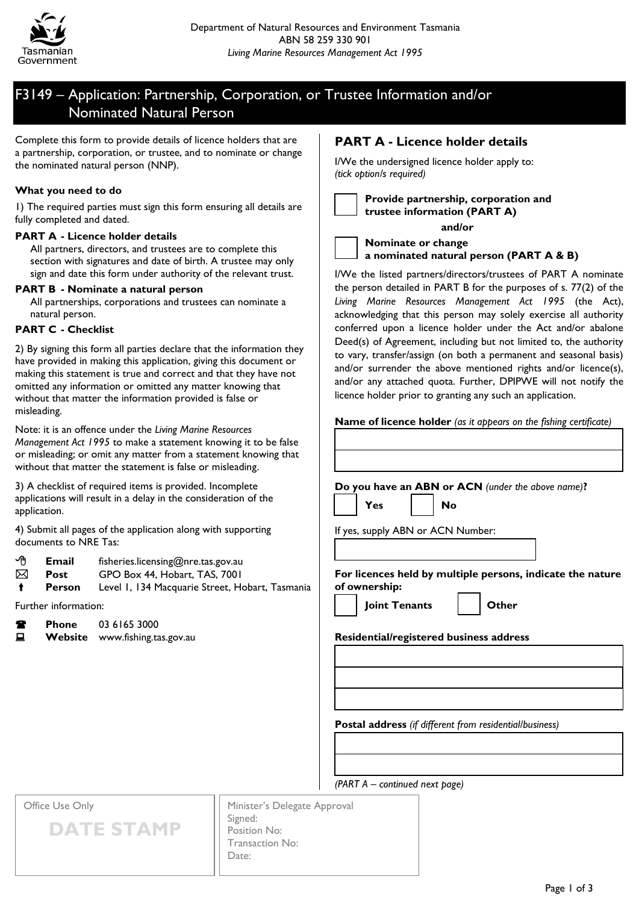Department of Natural Resources and Environment Tasmania
ABN 58 259 330 901
*Living Marine Resources Management Act 1995*

# F3149 – Application: Partnership, Corporation, or Trustee Information and/or Nominated Natural Person

Complete this form to provide details of licence holders that are a partnership, corporation, or trustee, and to nominate or change the nominated natural person (NNP).

**What you need to do**

1) The required parties must sign this form ensuring all details are fully completed and dated.

**PART A - Licence holder details**
All partners, directors, and trustees are to complete this section with signatures and date of birth. A trustee may only sign and date this form under authority of the relevant trust.

**PART B - Nominate a natural person**
All partnerships, corporations and trustees can nominate a natural person.

**PART C - Checklist**

2) By signing this form all parties declare that the information they have provided in making this application, giving this document or making this statement is true and correct and that they have not omitted any information or omitted any matter knowing that without that matter the information provided is false or misleading.

Note: it is an offence under the *Living Marine Resources Management Act 1995* to make a statement knowing it to be false or misleading; or omit any matter from a statement knowing that without that matter the statement is false or misleading.

3) A checklist of required items is provided. Incomplete applications will result in a delay in the consideration of the application.

4) Submit all pages of the application along with supporting documents to NRE Tas:

- **Email** fisheries.licensing@nre.tas.gov.au
- **Post** GPO Box 44, Hobart, TAS, 7001
- **Person** Level 1, 134 Macquarie Street, Hobart, Tasmania

Further information:

- **Phone** 03 6165 3000
- **Website** www.fishing.tas.gov.au

## PART A - Licence holder details

I/We the undersigned licence holder apply to:
*(tick option/s required)*

☐ **Provide partnership, corporation and trustee information (PART A)**

**and/or**

☐ **Nominate or change a nominated natural person (PART A & B)**

I/We the listed partners/directors/trustees of PART A nominate the person detailed in PART B for the purposes of s. 77(2) of the *Living Marine Resources Management Act 1995* (the Act), acknowledging that this person may solely exercise all authority conferred upon a licence holder under the Act and/or abalone Deed(s) of Agreement, including but not limited to, the authority to vary, transfer/assign (on both a permanent and seasonal basis) and/or surrender the above mentioned rights and/or licence(s), and/or any attached quota. Further, DPIPWE will not notify the licence holder prior to granting any such an application.

**Name of licence holder** *(as it appears on the fishing certificate)*

______________________________

______________________________

**Do you have an ABN or ACN** *(under the above name)***?**

☐ **Yes** ☐ **No**

If yes, supply ABN or ACN Number:

______________________________

**For licences held by multiple persons, indicate the nature of ownership:**

☐ **Joint Tenants** ☐ **Other**

**Residential/registered business address**

______________________________

______________________________

______________________________

**Postal address** *(if different from residential/business)*

______________________________

______________________________

*(PART A – continued next page)*

| Office Use Only | Minister's Delegate Approval |
|---|---|
| DATE STAMP | Signed:<br>Position No:<br>Transaction No:<br>Date: |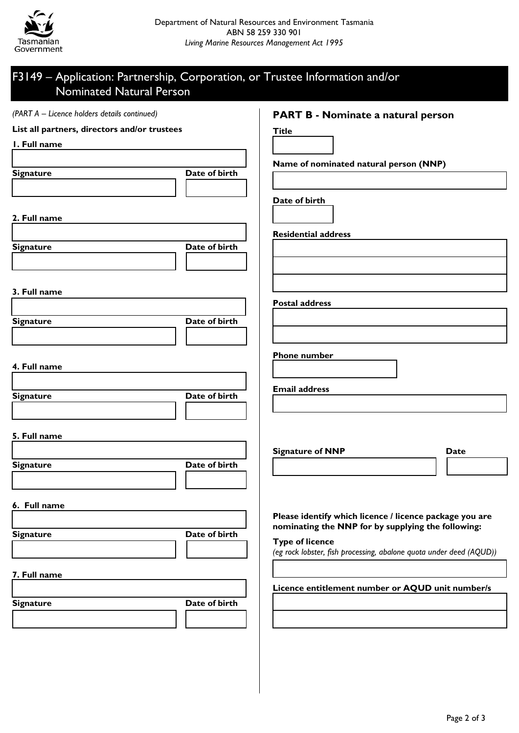Department of Natural Resources and Environment Tasmania
ABN 58 259 330 901
*Living Marine Resources Management Act 1995*

# F3149 – Application: Partnership, Corporation, or Trustee Information and/or Nominated Natural Person

*(PART A – Licence holders details continued)*

**List all partners, directors and/or trustees**

**1. Full name**

**Signature** | **Date of birth**

**2. Full name**

**Signature** | **Date of birth**

**3. Full name**

**Signature** | **Date of birth**

**4. Full name**

**Signature** | **Date of birth**

**5. Full name**

**Signature** | **Date of birth**

**6. Full name**

**Signature** | **Date of birth**

**7. Full name**

**Signature** | **Date of birth**

## PART B - Nominate a natural person

**Title**

**Name of nominated natural person (NNP)**

**Date of birth**

**Residential address**

**Postal address**

**Phone number**

**Email address**

**Signature of NNP** | **Date**

**Please identify which licence / licence package you are nominating the NNP for by supplying the following:**

**Type of licence**
*(eg rock lobster, fish processing, abalone quota under deed (AQUD))*

**Licence entitlement number or AQUD unit number/s**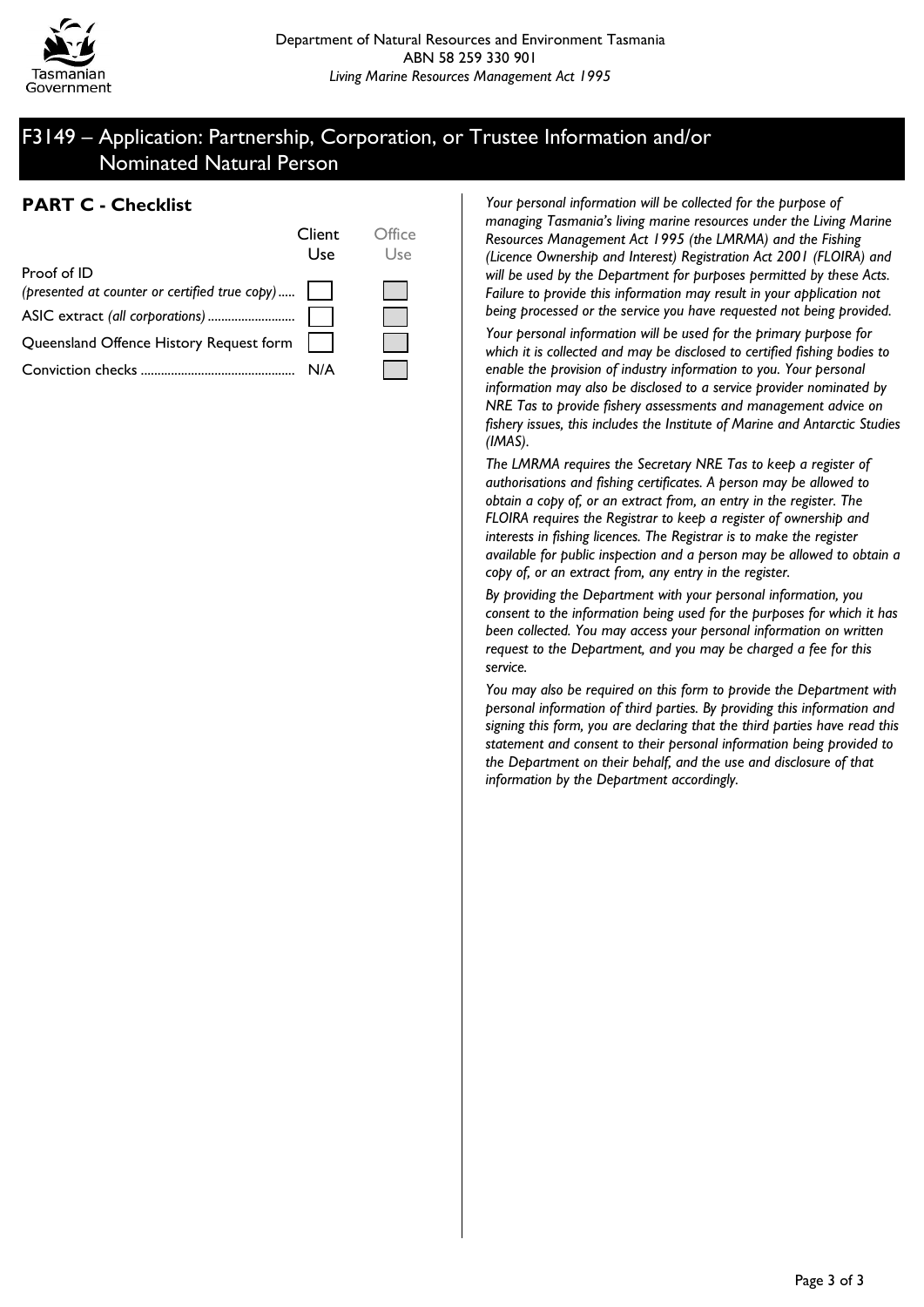Department of Natural Resources and Environment Tasmania
ABN 58 259 330 901
*Living Marine Resources Management Act 1995*

# F3149 – Application: Partnership, Corporation, or Trustee Information and/or Nominated Natural Person

## PART C - Checklist

| | Client Use | Office Use |
|---|---|---|
| Proof of ID *(presented at counter or certified true copy)* | ☐ | ☐ |
| ASIC extract *(all corporations)* | ☐ | ☐ |
| Queensland Offence History Request form | ☐ | ☐ |
| Conviction checks | N/A | ☐ |

*Your personal information will be collected for the purpose of managing Tasmania's living marine resources under the Living Marine Resources Management Act 1995 (the LMRMA) and the Fishing (Licence Ownership and Interest) Registration Act 2001 (FLOIRA) and will be used by the Department for purposes permitted by these Acts. Failure to provide this information may result in your application not being processed or the service you have requested not being provided.*

*Your personal information will be used for the primary purpose for which it is collected and may be disclosed to certified fishing bodies to enable the provision of industry information to you. Your personal information may also be disclosed to a service provider nominated by NRE Tas to provide fishery assessments and management advice on fishery issues, this includes the Institute of Marine and Antarctic Studies (IMAS).*

*The LMRMA requires the Secretary NRE Tas to keep a register of authorisations and fishing certificates. A person may be allowed to obtain a copy of, or an extract from, an entry in the register. The FLOIRA requires the Registrar to keep a register of ownership and interests in fishing licences. The Registrar is to make the register available for public inspection and a person may be allowed to obtain a copy of, or an extract from, any entry in the register.*

*By providing the Department with your personal information, you consent to the information being used for the purposes for which it has been collected. You may access your personal information on written request to the Department, and you may be charged a fee for this service.*

*You may also be required on this form to provide the Department with personal information of third parties. By providing this information and signing this form, you are declaring that the third parties have read this statement and consent to their personal information being provided to the Department on their behalf, and the use and disclosure of that information by the Department accordingly.*